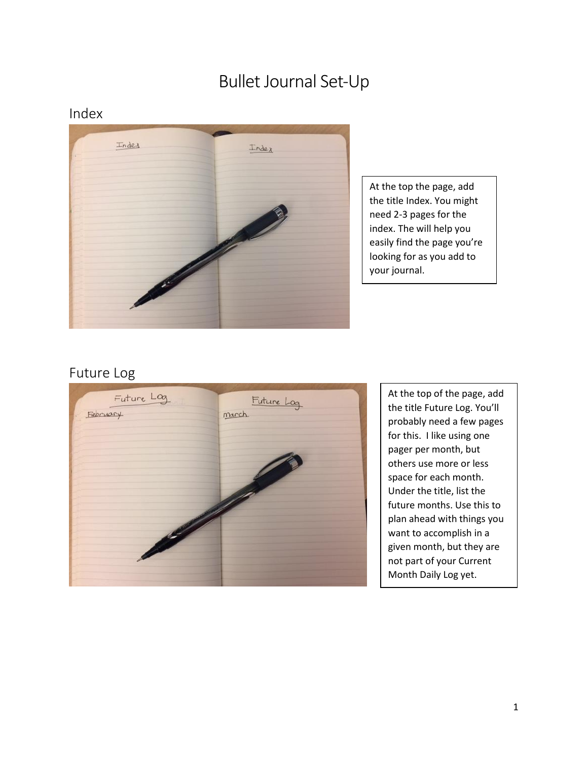# Bullet Journal Set-Up

## Index

At the top the page, add the title Index. You might need 2-3 pages for the index. The will help you easily find the page you're looking for as you add to your journal.

## Future Log

At the top of the page, add the title Future Log. You'll probably need a few pages for this. I like using one pager per month, but others use more or less space for each month. Under the title, list the future months. Use this to plan ahead with things you want to accomplish in a given month, but they are not part of your Current Month Daily Log yet.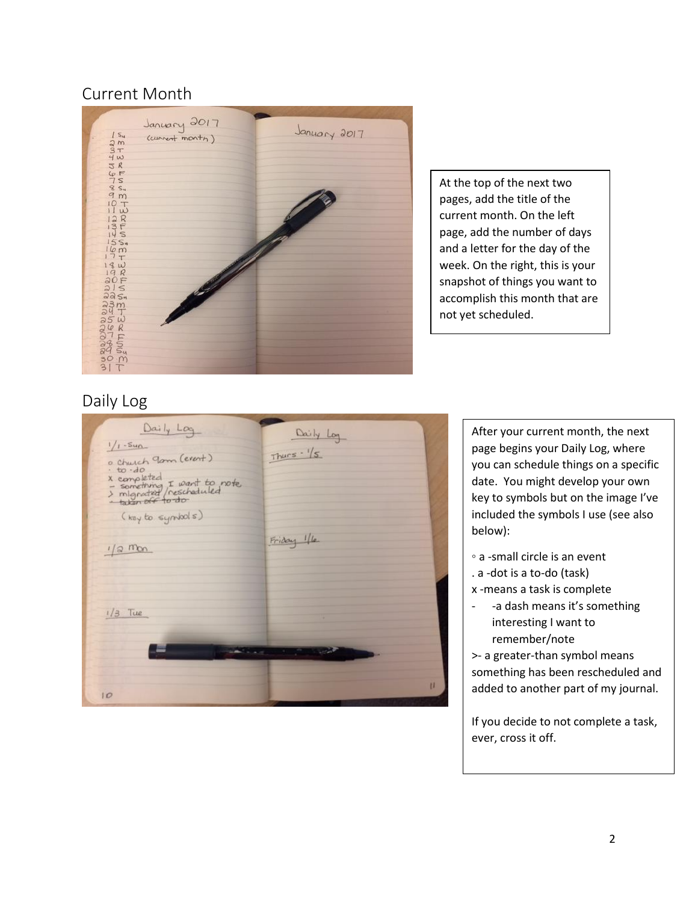## Current Month

At the top of the next two pages, add the title of the current month. On the left page, add the number of days and a letter for the day of the week. On the right, this is your snapshot of things you want to accomplish this month that are not yet scheduled.

## Daily Log

After your current month, the next page begins your Daily Log, where you can schedule things on a specific date. You might develop your own key to symbols but on the image I've included the symbols I use (see also below):

◦ a -small circle is an event
. a -dot is a to-do (task)
x -means a task is complete
- -a dash means it's something interesting I want to remember/note
>- a greater-than symbol means something has been rescheduled and added to another part of my journal.

If you decide to not complete a task, ever, cross it off.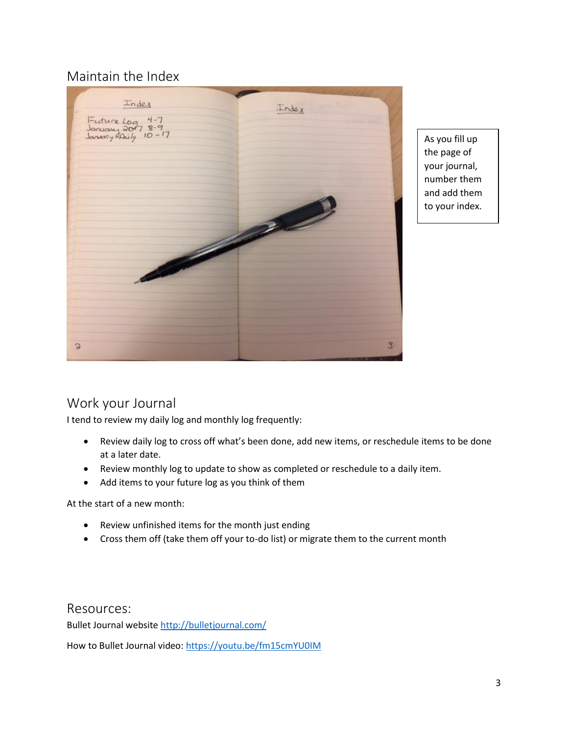## Maintain the Index

As you fill up the page of your journal, number them and add them to your index.

## Work your Journal

I tend to review my daily log and monthly log frequently:

- Review daily log to cross off what's been done, add new items, or reschedule items to be done at a later date.
- Review monthly log to update to show as completed or reschedule to a daily item.
- Add items to your future log as you think of them

At the start of a new month:

- Review unfinished items for the month just ending
- Cross them off (take them off your to-do list) or migrate them to the current month

## Resources:

Bullet Journal website http://bulletjournal.com/

How to Bullet Journal video: https://youtu.be/fm15cmYU0IM